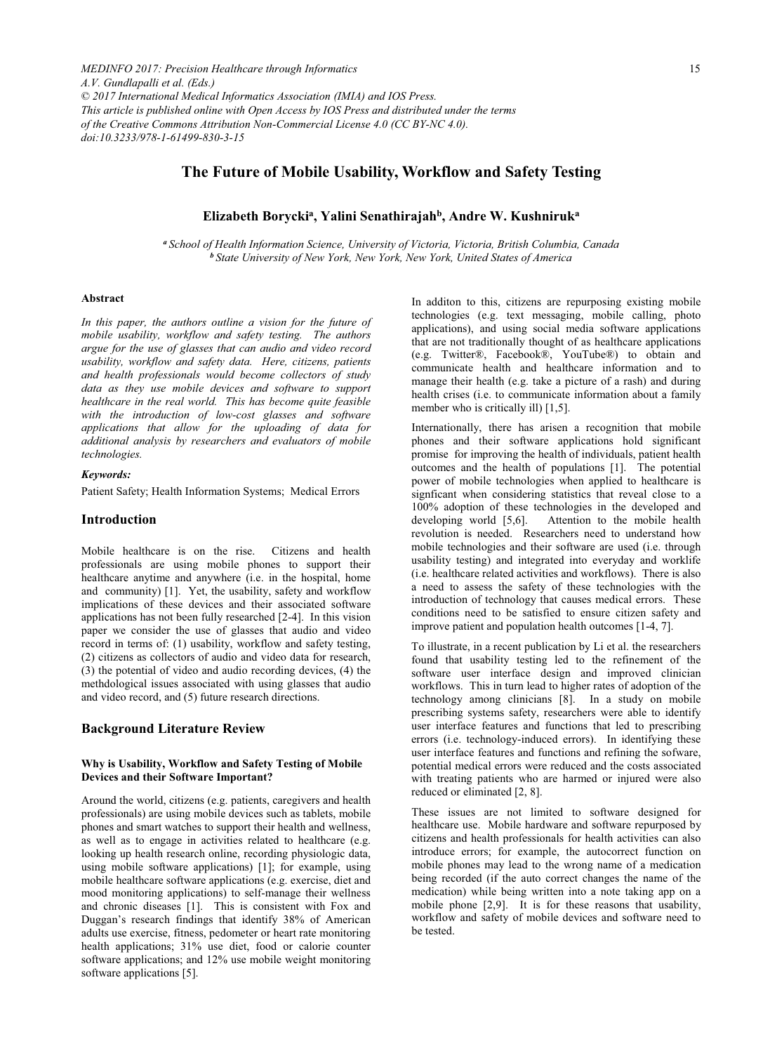# The Future of Mobile Usability, Workflow and Safety Testing

**Elizabeth Borycki[a], Yalini Senathirajah[b], Andre W. Kushniruk[a]**

*[a] School of Health Information Science, University of Victoria, Victoria, British Columbia, Canada*
*[b] State University of New York, New York, New York, United States of America*

### Abstract

*In this paper, the authors outline a vision for the future of mobile usability, workflow and safety testing. The authors argue for the use of glasses that can audio and video record usability, workflow and safety data. Here, citizens, patients and health professionals would become collectors of study data as they use mobile devices and software to support healthcare in the real world. This has become quite feasible with the introduction of low-cost glasses and software applications that allow for the uploading of data for additional analysis by researchers and evaluators of mobile technologies.*

***Keywords:***

Patient Safety; Health Information Systems; Medical Errors

## Introduction

Mobile healthcare is on the rise. Citizens and health professionals are using mobile phones to support their healthcare anytime and anywhere (i.e. in the hospital, home and community) [1]. Yet, the usability, safety and workflow implications of these devices and their associated software applications has not been fully researched [2-4]. In this vision paper we consider the use of glasses that audio and video record in terms of: (1) usability, workflow and safety testing, (2) citizens as collectors of audio and video data for research, (3) the potential of video and audio recording devices, (4) the methdological issues associated with using glasses that audio and video record, and (5) future research directions.

## Background Literature Review

### Why is Usability, Workflow and Safety Testing of Mobile Devices and their Software Important?

Around the world, citizens (e.g. patients, caregivers and health professionals) are using mobile devices such as tablets, mobile phones and smart watches to support their health and wellness, as well as to engage in activities related to healthcare (e.g. looking up health research online, recording physiologic data, using mobile software applications) [1]; for example, using mobile healthcare software applications (e.g. exercise, diet and mood monitoring applications) to self-manage their wellness and chronic diseases [1]. This is consistent with Fox and Duggan's research findings that identify 38% of American adults use exercise, fitness, pedometer or heart rate monitoring health applications; 31% use diet, food or calorie counter software applications; and 12% use mobile weight monitoring software applications [5].

In additon to this, citizens are repurposing existing mobile technologies (e.g. text messaging, mobile calling, photo applications), and using social media software applications that are not traditionally thought of as healthcare applications (e.g. Twitter®, Facebook®, YouTube®) to obtain and communicate health and healthcare information and to manage their health (e.g. take a picture of a rash) and during health crises (i.e. to communicate information about a family member who is critically ill) [1,5].

Internationally, there has arisen a recognition that mobile phones and their software applications hold significant promise for improving the health of individuals, patient health outcomes and the health of populations [1]. The potential power of mobile technologies when applied to healthcare is signficant when considering statistics that reveal close to a 100% adoption of these technologies in the developed and developing world [5,6]. Attention to the mobile health revolution is needed. Researchers need to understand how mobile technologies and their software are used (i.e. through usability testing) and integrated into everyday and worklife (i.e. healthcare related activities and workflows). There is also a need to assess the safety of these technologies with the introduction of technology that causes medical errors. These conditions need to be satisfied to ensure citizen safety and improve patient and population health outcomes [1-4, 7].

To illustrate, in a recent publication by Li et al. the researchers found that usability testing led to the refinement of the software user interface design and improved clinician workflows. This in turn lead to higher rates of adoption of the technology among clinicians [8]. In a study on mobile prescribing systems safety, researchers were able to identify user interface features and functions that led to prescribing errors (i.e. technology-induced errors). In identifying these user interface features and functions and refining the sofware, potential medical errors were reduced and the costs associated with treating patients who are harmed or injured were also reduced or eliminated [2, 8].

These issues are not limited to software designed for healthcare use. Mobile hardware and software repurposed by citizens and health professionals for health activities can also introduce errors; for example, the autocorrect function on mobile phones may lead to the wrong name of a medication being recorded (if the auto correct changes the name of the medication) while being written into a note taking app on a mobile phone [2,9]. It is for these reasons that usability, workflow and safety of mobile devices and software need to be tested.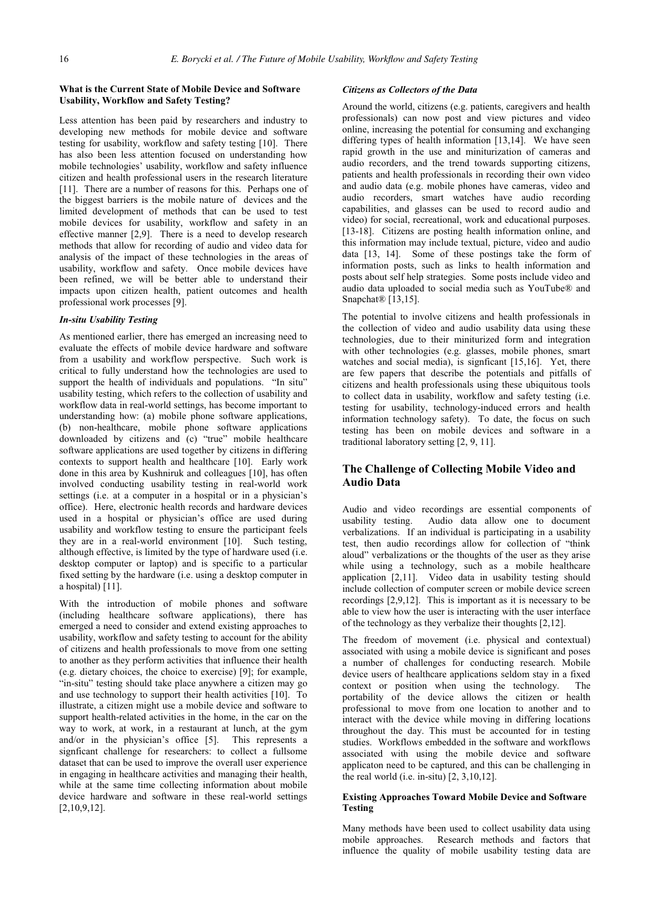### What is the Current State of Mobile Device and Software Usability, Workflow and Safety Testing?

Less attention has been paid by researchers and industry to developing new methods for mobile device and software testing for usability, workflow and safety testing [10]. There has also been less attention focused on understanding how mobile technologies' usability, workflow and safety influence citizen and health professional users in the research literature [11]. There are a number of reasons for this. Perhaps one of the biggest barriers is the mobile nature of devices and the limited development of methods that can be used to test mobile devices for usability, workflow and safety in an effective manner [2,9]. There is a need to develop research methods that allow for recording of audio and video data for analysis of the impact of these technologies in the areas of usability, workflow and safety. Once mobile devices have been refined, we will be better able to understand their impacts upon citizen health, patient outcomes and health professional work processes [9].

#### *In-situ Usability Testing*

As mentioned earlier, there has emerged an increasing need to evaluate the effects of mobile device hardware and software from a usability and workflow perspective. Such work is critical to fully understand how the technologies are used to support the health of individuals and populations. "In situ" usability testing, which refers to the collection of usability and workflow data in real-world settings, has become important to understanding how: (a) mobile phone software applications, (b) non-healthcare, mobile phone software applications downloaded by citizens and (c) "true" mobile healthcare software applications are used together by citizens in differing contexts to support health and healthcare [10]. Early work done in this area by Kushniruk and colleagues [10], has often involved conducting usability testing in real-world work settings (i.e. at a computer in a hospital or in a physician's office). Here, electronic health records and hardware devices used in a hospital or physician's office are used during usability and workflow testing to ensure the participant feels they are in a real-world environment [10]. Such testing, although effective, is limited by the type of hardware used (i.e. desktop computer or laptop) and is specific to a particular fixed setting by the hardware (i.e. using a desktop computer in a hospital) [11].

With the introduction of mobile phones and software (including healthcare software applications), there has emerged a need to consider and extend existing approaches to usability, workflow and safety testing to account for the ability of citizens and health professionals to move from one setting to another as they perform activities that influence their health (e.g. dietary choices, the choice to exercise) [9]; for example, "in-situ" testing should take place anywhere a citizen may go and use technology to support their health activities [10]. To illustrate, a citizen might use a mobile device and software to support health-related activities in the home, in the car on the way to work, at work, in a restaurant at lunch, at the gym and/or in the physician's office [5]. This represents a signficant challenge for researchers: to collect a fullsome dataset that can be used to improve the overall user experience in engaging in healthcare activities and managing their health, while at the same time collecting information about mobile device hardware and software in these real-world settings [2,10,9,12].

#### *Citizens as Collectors of the Data*

Around the world, citizens (e.g. patients, caregivers and health professionals) can now post and view pictures and video online, increasing the potential for consuming and exchanging differing types of health information [13,14]. We have seen rapid growth in the use and miniturization of cameras and audio recorders, and the trend towards supporting citizens, patients and health professionals in recording their own video and audio data (e.g. mobile phones have cameras, video and audio recorders, smart watches have audio recording capabilities, and glasses can be used to record audio and video) for social, recreational, work and educational purposes. [13-18]. Citizens are posting health information online, and this information may include textual, picture, video and audio data [13, 14]. Some of these postings take the form of information posts, such as links to health information and posts about self help strategies. Some posts include video and audio data uploaded to social media such as YouTube® and Snapchat® [13,15].

The potential to involve citizens and health professionals in the collection of video and audio usability data using these technologies, due to their miniturized form and integration with other technologies (e.g. glasses, mobile phones, smart watches and social media), is signficant [15,16]. Yet, there are few papers that describe the potentials and pitfalls of citizens and health professionals using these ubiquitous tools to collect data in usability, workflow and safety testing (i.e. testing for usability, technology-induced errors and health information technology safety). To date, the focus on such testing has been on mobile devices and software in a traditional laboratory setting [2, 9, 11].

## The Challenge of Collecting Mobile Video and Audio Data

Audio and video recordings are essential components of usability testing. Audio data allow one to document verbalizations. If an individual is participating in a usability test, then audio recordings allow for collection of "think aloud" verbalizations or the thoughts of the user as they arise while using a technology, such as a mobile healthcare application [2,11]. Video data in usability testing should include collection of computer screen or mobile device screen recordings [2,9,12]. This is important as it is necessary to be able to view how the user is interacting with the user interface of the technology as they verbalize their thoughts [2,12].

The freedom of movement (i.e. physical and contextual) associated with using a mobile device is significant and poses a number of challenges for conducting research. Mobile device users of healthcare applications seldom stay in a fixed context or position when using the technology. The portability of the device allows the citizen or health professional to move from one location to another and to interact with the device while moving in differing locations throughout the day. This must be accounted for in testing studies. Workflows embedded in the software and workflows associated with using the mobile device and software applicaton need to be captured, and this can be challenging in the real world (i.e. in-situ) [2, 3,10,12].

### Existing Approaches Toward Mobile Device and Software Testing

Many methods have been used to collect usability data using mobile approaches. Research methods and factors that influence the quality of mobile usability testing data are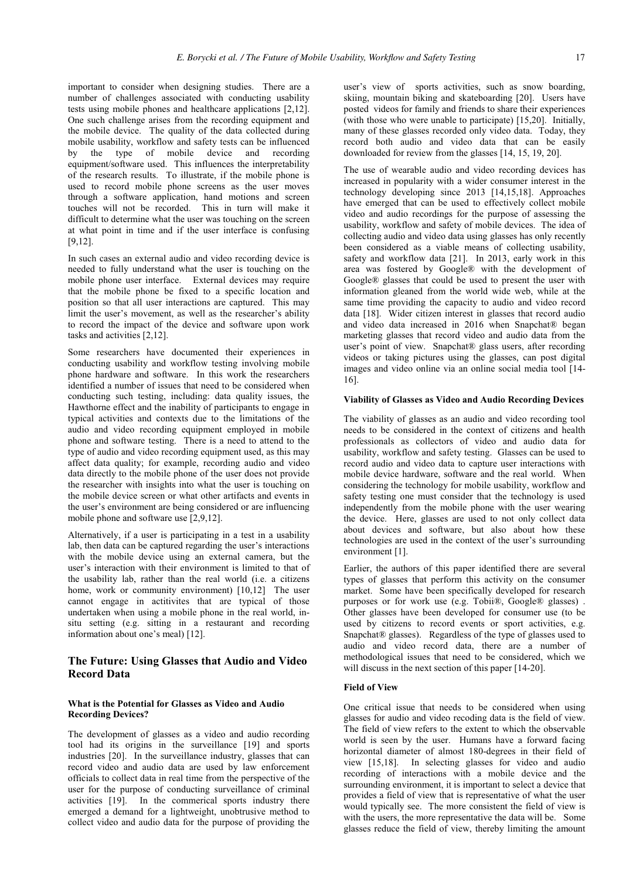important to consider when designing studies. There are a number of challenges associated with conducting usability tests using mobile phones and healthcare applications [2,12]. One such challenge arises from the recording equipment and the mobile device. The quality of the data collected during mobile usability, workflow and safety tests can be influenced by the type of mobile device and recording equipment/software used. This influences the interpretability of the research results. To illustrate, if the mobile phone is used to record mobile phone screens as the user moves through a software application, hand motions and screen touches will not be recorded. This in turn will make it difficult to determine what the user was touching on the screen at what point in time and if the user interface is confusing [9,12].

In such cases an external audio and video recording device is needed to fully understand what the user is touching on the mobile phone user interface. External devices may require that the mobile phone be fixed to a specific location and position so that all user interactions are captured. This may limit the user's movement, as well as the researcher's ability to record the impact of the device and software upon work tasks and activities [2,12].

Some researchers have documented their experiences in conducting usability and workflow testing involving mobile phone hardware and software. In this work the researchers identified a number of issues that need to be considered when conducting such testing, including: data quality issues, the Hawthorne effect and the inability of participants to engage in typical activities and contexts due to the limitations of the audio and video recording equipment employed in mobile phone and software testing. There is a need to attend to the type of audio and video recording equipment used, as this may affect data quality; for example, recording audio and video data directly to the mobile phone of the user does not provide the researcher with insights into what the user is touching on the mobile device screen or what other artifacts and events in the user's environment are being considered or are influencing mobile phone and software use [2,9,12].

Alternatively, if a user is participating in a test in a usability lab, then data can be captured regarding the user's interactions with the mobile device using an external camera, but the user's interaction with their environment is limited to that of the usability lab, rather than the real world (i.e. a citizens home, work or community environment) [10,12] The user cannot engage in actitivites that are typical of those undertaken when using a mobile phone in the real world, in-situ setting (e.g. sitting in a restaurant and recording information about one's meal) [12].

## The Future: Using Glasses that Audio and Video Record Data

### What is the Potential for Glasses as Video and Audio Recording Devices?

The development of glasses as a video and audio recording tool had its origins in the surveillance [19] and sports industries [20]. In the surveillance industry, glasses that can record video and audio data are used by law enforcement officials to collect data in real time from the perspective of the user for the purpose of conducting surveillance of criminal activities [19]. In the commerical sports industry there emerged a demand for a lightweight, unobtrusive method to collect video and audio data for the purpose of providing the user's view of sports activities, such as snow boarding, skiing, mountain biking and skateboarding [20]. Users have posted videos for family and friends to share their experiences (with those who were unable to participate) [15,20]. Initially, many of these glasses recorded only video data. Today, they record both audio and video data that can be easily downloaded for review from the glasses [14, 15, 19, 20].

The use of wearable audio and video recording devices has increased in popularity with a wider consumer interest in the technology developing since 2013 [14,15,18]. Approaches have emerged that can be used to effectively collect mobile video and audio recordings for the purpose of assessing the usability, workflow and safety of mobile devices. The idea of collecting audio and video data using glasses has only recently been considered as a viable means of collecting usability, safety and workflow data [21]. In 2013, early work in this area was fostered by Google® with the development of Google® glasses that could be used to present the user with information gleaned from the world wide web, while at the same time providing the capacity to audio and video record data [18]. Wider citizen interest in glasses that record audio and video data increased in 2016 when Snapchat® began marketing glasses that record video and audio data from the user's point of view. Snapchat® glass users, after recording videos or taking pictures using the glasses, can post digital images and video online via an online social media tool [14-16].

### Viability of Glasses as Video and Audio Recording Devices

The viability of glasses as an audio and video recording tool needs to be considered in the context of citizens and health professionals as collectors of video and audio data for usability, workflow and safety testing. Glasses can be used to record audio and video data to capture user interactions with mobile device hardware, software and the real world. When considering the technology for mobile usability, workflow and safety testing one must consider that the technology is used independently from the mobile phone with the user wearing the device. Here, glasses are used to not only collect data about devices and software, but also about how these technologies are used in the context of the user's surrounding environment [1].

Earlier, the authors of this paper identified there are several types of glasses that perform this activity on the consumer market. Some have been specifically developed for research purposes or for work use (e.g. Tobii®, Google® glasses) . Other glasses have been developed for consumer use (to be used by citizens to record events or sport activities, e.g. Snapchat® glasses). Regardless of the type of glasses used to audio and video record data, there are a number of methodological issues that need to be considered, which we will discuss in the next section of this paper [14-20].

### Field of View

One critical issue that needs to be considered when using glasses for audio and video recoding data is the field of view. The field of view refers to the extent to which the observable world is seen by the user. Humans have a forward facing horizontal diameter of almost 180-degrees in their field of view [15,18]. In selecting glasses for video and audio recording of interactions with a mobile device and the surrounding environment, it is important to select a device that provides a field of view that is representative of what the user would typically see. The more consistent the field of view is with the users, the more representative the data will be. Some glasses reduce the field of view, thereby limiting the amount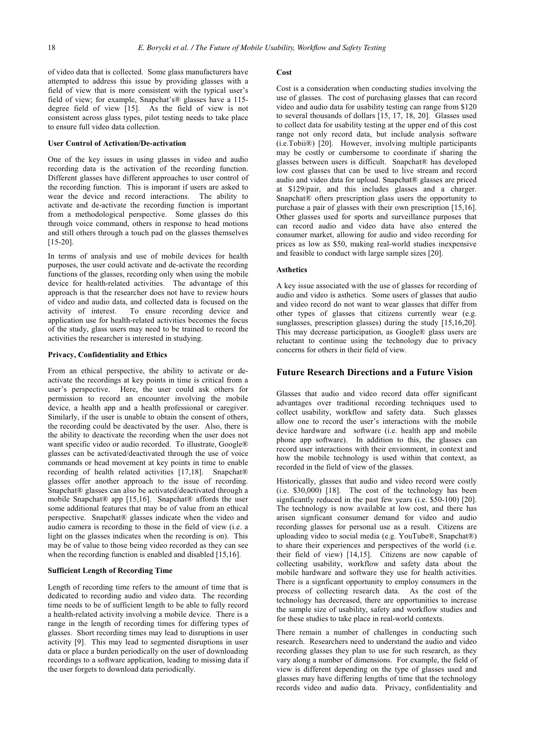of video data that is collected. Some glass manufacturers have attempted to address this issue by providing glasses with a field of view that is more consistent with the typical user's field of view; for example, Snapchat's® glasses have a 115-degree field of view [15]. As the field of view is not consistent across glass types, pilot testing needs to take place to ensure full video data collection.

**User Control of Activation/De-activation**

One of the key issues in using glasses in video and audio recording data is the activation of the recording function. Different glasses have different approaches to user control of the recording function. This is imporant if users are asked to wear the device and record interactions. The ability to activate and de-activate the recording function is important from a methodological perspective. Some glasses do this through voice command, others in response to head motions and still others through a touch pad on the glasses themselves [15-20].

In terms of analysis and use of mobile devices for health purposes, the user could activate and de-activate the recording functions of the glasses, recording only when using the mobile device for health-related activities. The advantage of this approach is that the researcher does not have to review hours of video and audio data, and collected data is focused on the activity of interest. To ensure recording device and application use for health-related activities becomes the focus of the study, glass users may need to be trained to record the activities the researcher is interested in studying.

**Privacy, Confidentiality and Ethics**

From an ethical perspective, the ability to activate or de-activate the recordings at key points in time is critical from a user's perspective. Here, the user could ask others for permission to record an encounter involving the mobile device, a health app and a health professional or caregiver. Similarly, if the user is unable to obtain the consent of others, the recording could be deactivated by the user. Also, there is the ability to deactivate the recording when the user does not want specific video or audio recorded. To illustrate, Google® glasses can be activated/deactivated through the use of voice commands or head movement at key points in time to enable recording of health related activities [17,18]. Snapchat® glasses offer another approach to the issue of recording. Snapchat® glasses can also be activated/deactivated through a mobile Snapchat® app [15,16]. Snapchat® affords the user some additional features that may be of value from an ethical perspective. Snapchat® glasses indicate when the video and audio camera is recording to those in the field of view (i.e. a light on the glasses indicates when the recording is on). This may be of value to those being video recorded as they can see when the recording function is enabled and disabled [15,16].

**Sufficient Length of Recording Time**

Length of recording time refers to the amount of time that is dedicated to recording audio and video data. The recording time needs to be of sufficient length to be able to fully record a health-related activity involving a mobile device. There is a range in the length of recording times for differing types of glasses. Short recording times may lead to disruptions in user activity [9]. This may lead to segmented disruptions in user data or place a burden periodically on the user of downloading recordings to a software application, leading to missing data if the user forgets to download data periodically.

**Cost**

Cost is a consideration when conducting studies involving the use of glasses. The cost of purchasing glasses that can record video and audio data for usability testing can range from $120 to several thousands of dollars [15, 17, 18, 20]. Glasses used to collect data for usability testing at the upper end of this cost range not only record data, but include analysis software (i.e.Tobii®) [20]. However, involving multiple participants may be costly or cumbersome to coordinate if sharing the glasses between users is difficult. Snapchat® has developed low cost glasses that can be used to live stream and record audio and video data for upload. Snapchat® glasses are priced at $129/pair, and this includes glasses and a charger. Snapchat® ofters prescription glass users the opportunity to purchase a pair of glasses with their own prescription [15,16]. Other glasses used for sports and surveillance purposes that can record audio and video data have also entered the consumer market, allowing for audio and video recording for prices as low as $50, making real-world studies inexpensive and feasible to conduct with large sample sizes [20].

**Asthetics**

A key issue associated with the use of glasses for recording of audio and video is asthetics. Some users of glasses that audio and video record do not want to wear glasses that differ from other types of glasses that citizens currently wear (e.g. sunglasses, prescription glasses) during the study [15,16,20]. This may decrease participation, as Google® glass users are reluctant to continue using the technology due to privacy concerns for others in their field of view.

## Future Research Directions and a Future Vision

Glasses that audio and video record data offer significant advantages over traditional recording techniques used to collect usability, workflow and safety data. Such glasses allow one to record the user's interactions with the mobile device hardware and software (i.e. health app and mobile phone app software). In addition to this, the glasses can record user interactions with their envionment, in context and how the mobile technology is used within that context, as recorded in the field of view of the glasses.

Historically, glasses that audio and video record were costly (i.e. $30,000) [18]. The cost of the technology has been signficantly reduced in the past few years (i.e. $50-100) [20]. The technology is now available at low cost, and there has arisen signficant consumer demand for video and audio recording glasses for personal use as a result. Citizens are uploading video to social media (e.g. YouTube®, Snapchat®) to share their experiences and perspectives of the world (i.e. their field of view) [14,15]. Citizens are now capable of collecting usability, workflow and safety data about the mobile hardware and software they use for health activities. There is a signficant opportunity to employ consumers in the process of collecting research data. As the cost of the technology has decreased, there are opportunities to increase the sample size of usability, safety and workflow studies and for these studies to take place in real-world contexts.

There remain a number of challenges in conducting such research. Researchers need to understand the audio and video recording glasses they plan to use for such research, as they vary along a number of dimensions. For example, the field of view is different depending on the type of glasses used and glasses may have differing lengths of time that the technology records video and audio data. Privacy, confidentiality and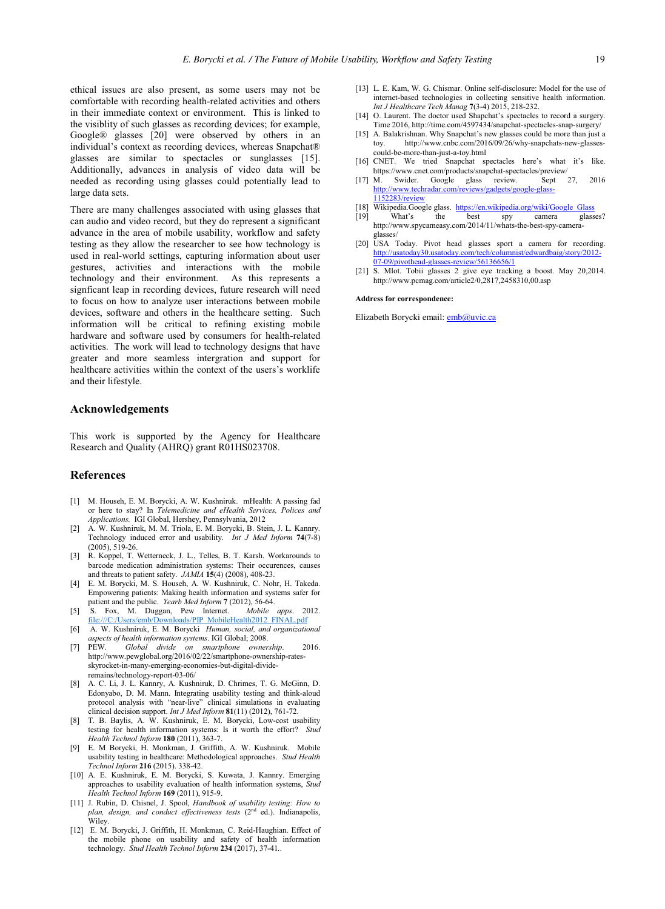ethical issues are also present, as some users may not be comfortable with recording health-related activities and others in their immediate context or environment. This is linked to the visiblity of such glasses as recording devices; for example, Google® glasses [20] were observed by others in an individual's context as recording devices, whereas Snapchat® glasses are similar to spectacles or sunglasses [15]. Additionally, advances in analysis of video data will be needed as recording using glasses could potentially lead to large data sets.

There are many challenges associated with using glasses that can audio and video record, but they do represent a significant advance in the area of mobile usability, workflow and safety testing as they allow the researcher to see how technology is used in real-world settings, capturing information about user gestures, activities and interactions with the mobile technology and their environment. As this represents a signficant leap in recording devices, future research will need to focus on how to analyze user interactions between mobile devices, software and others in the healthcare setting. Such information will be critical to refining existing mobile hardware and software used by consumers for health-related activities. The work will lead to technology designs that have greater and more seamless intergration and support for healthcare activities within the context of the users's worklife and their lifestyle.

## Acknowledgements

This work is supported by the Agency for Healthcare Research and Quality (AHRQ) grant R01HS023708.

## References

[1] M. Househ, E. M. Borycki, A. W. Kushniruk. mHealth: A passing fad or here to stay? In *Telemedicine and eHealth Services, Polices and Applications.* IGI Global, Hershey, Pennsylvania, 2012

[2] A. W. Kushniruk, M. M. Triola, E. M. Borycki, B. Stein, J. L. Kannry. Technology induced error and usability. *Int J Med Inform* **74**(7-8) (2005), 519-26.

[3] R. Koppel, T. Wetterneck, J. L., Telles, B. T. Karsh. Workarounds to barcode medication administration systems: Their occurences, causes and threats to patient safety. *JAMIA* **15**(4) (2008), 408-23.

[4] E. M. Borycki, M. S. Househ, A. W. Kushniruk, C. Nohr, H. Takeda. Empowering patients: Making health information and systems safer for patient and the public. *Yearb Med Inform* **7** (2012), 56-64.

[5] S. Fox, M. Duggan, Pew Internet. *Mobile apps*. 2012. file:///C:/Users/emb/Downloads/PIP_MobileHealth2012_FINAL.pdf

[6] A. W. Kushniruk, E. M. Borycki *Human, social, and organizational aspects of health information systems*. IGI Global; 2008.

[7] PEW. *Global divide on smartphone ownership*. 2016. http://www.pewglobal.org/2016/02/22/smartphone-ownership-rates-skyrocket-in-many-emerging-economies-but-digital-divide-remains/technology-report-03-06/

[8] A. C. Li, J. L. Kannry, A. Kushniruk, D. Chrimes, T. G. McGinn, D. Edonyabo, D. M. Mann. Integrating usability testing and think-aloud protocol analysis with "near-live" clinical simulations in evaluating clinical decision support. *Int J Med Inform* **81**(11) (2012), 761-72.

[8] T. B. Baylis, A. W. Kushniruk, E. M. Borycki, Low-cost usability testing for health information systems: Is it worth the effort? *Stud Health Technol Inform* **180** (2011), 363-7.

[9] E. M Borycki, H. Monkman, J. Griffith, A. W. Kushniruk. Mobile usability testing in healthcare: Methodological approaches. *Stud Health Technol Inform* **216** (2015). 338-42.

[10] A. E. Kushniruk, E. M. Borycki, S. Kuwata, J. Kannry. Emerging approaches to usability evaluation of health information systems, *Stud Health Technol Inform* **169** (2011), 915-9.

[11] J. Rubin, D. Chisnel, J. Spool, *Handbook of usability testing: How to plan, design, and conduct effectiveness tests* (2nd ed.). Indianapolis, Wiley.

[12] E. M. Borycki, J. Griffith, H. Monkman, C. Reid-Haughian. Effect of the mobile phone on usability and safety of health information technology. *Stud Health Technol Inform* **234** (2017), 37-41..

[13] L. E. Kam, W. G. Chismar. Online self-disclosure: Model for the use of internet-based technologies in collecting sensitive health information. *Int J Healthcare Tech Manag* **7**(3-4) 2015, 218-232.

[14] O. Laurent. The doctor used Shapchat's spectacles to record a surgery. Time 2016, http://time.com/4597434/snapchat-spectacles-snap-surgery/

[15] A. Balakrishnan. Why Snapchat's new glasses could be more than just a toy. http://www.cnbc.com/2016/09/26/why-snapchats-new-glasses-could-be-more-than-just-a-toy.html

[16] CNET. We tried Snapchat spectacles here's what it's like. https://www.cnet.com/products/snapchat-spectacles/preview/

[17] M. Swider. Google glass review. Sept 27, 2016 http://www.techradar.com/reviews/gadgets/google-glass-1152283/review

[18] Wikipedia.Google glass. https://en.wikipedia.org/wiki/Google_Glass

[19] What's the best spy camera glasses? http://www.spycameasy.com/2014/11/whats-the-best-spy-camera-glasses/

[20] USA Today. Pivot head glasses sport a camera for recording. http://usatoday30.usatoday.com/tech/columnist/edwardbaig/story/2012-07-09/pivothead-glasses-review/56136656/1

[21] S. Mlot. Tobii glasses 2 give eye tracking a boost. May 20,2014. http://www.pcmag.com/article2/0,2817,2458310,00.asp

**Address for correspondence:**

Elizabeth Borycki email: emb@uvic.ca